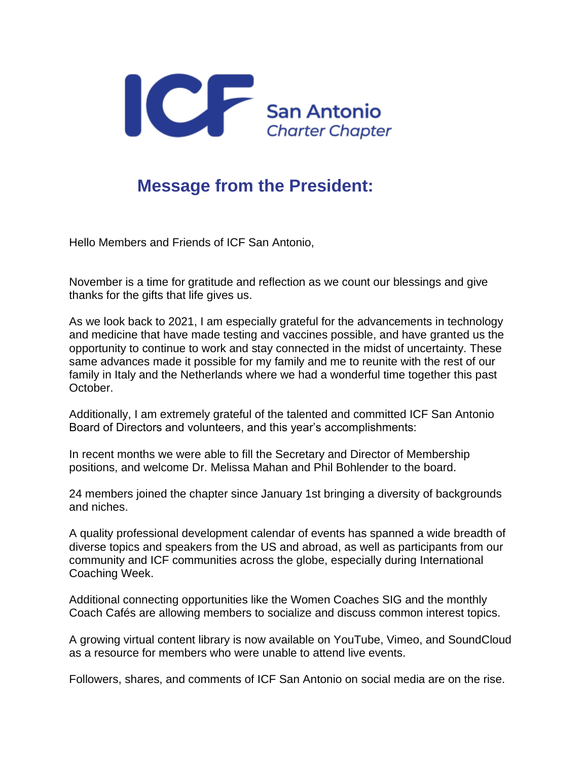ICF San Antonio Charter Chapter

# Message from the President:

Hello Members and Friends of ICF San Antonio,

November is a time for gratitude and reflection as we count our blessings and give thanks for the gifts that life gives us.

As we look back to 2021, I am especially grateful for the advancements in technology and medicine that have made testing and vaccines possible, and have granted us the opportunity to continue to work and stay connected in the midst of uncertainty. These same advances made it possible for my family and me to reunite with the rest of our family in Italy and the Netherlands where we had a wonderful time together this past October.

Additionally, I am extremely grateful of the talented and committed ICF San Antonio Board of Directors and volunteers, and this year's accomplishments:

In recent months we were able to fill the Secretary and Director of Membership positions, and welcome Dr. Melissa Mahan and Phil Bohlender to the board.

24 members joined the chapter since January 1st bringing a diversity of backgrounds and niches.

A quality professional development calendar of events has spanned a wide breadth of diverse topics and speakers from the US and abroad, as well as participants from our community and ICF communities across the globe, especially during International Coaching Week.

Additional connecting opportunities like the Women Coaches SIG and the monthly Coach Cafés are allowing members to socialize and discuss common interest topics.

A growing virtual content library is now available on YouTube, Vimeo, and SoundCloud as a resource for members who were unable to attend live events.

Followers, shares, and comments of ICF San Antonio on social media are on the rise.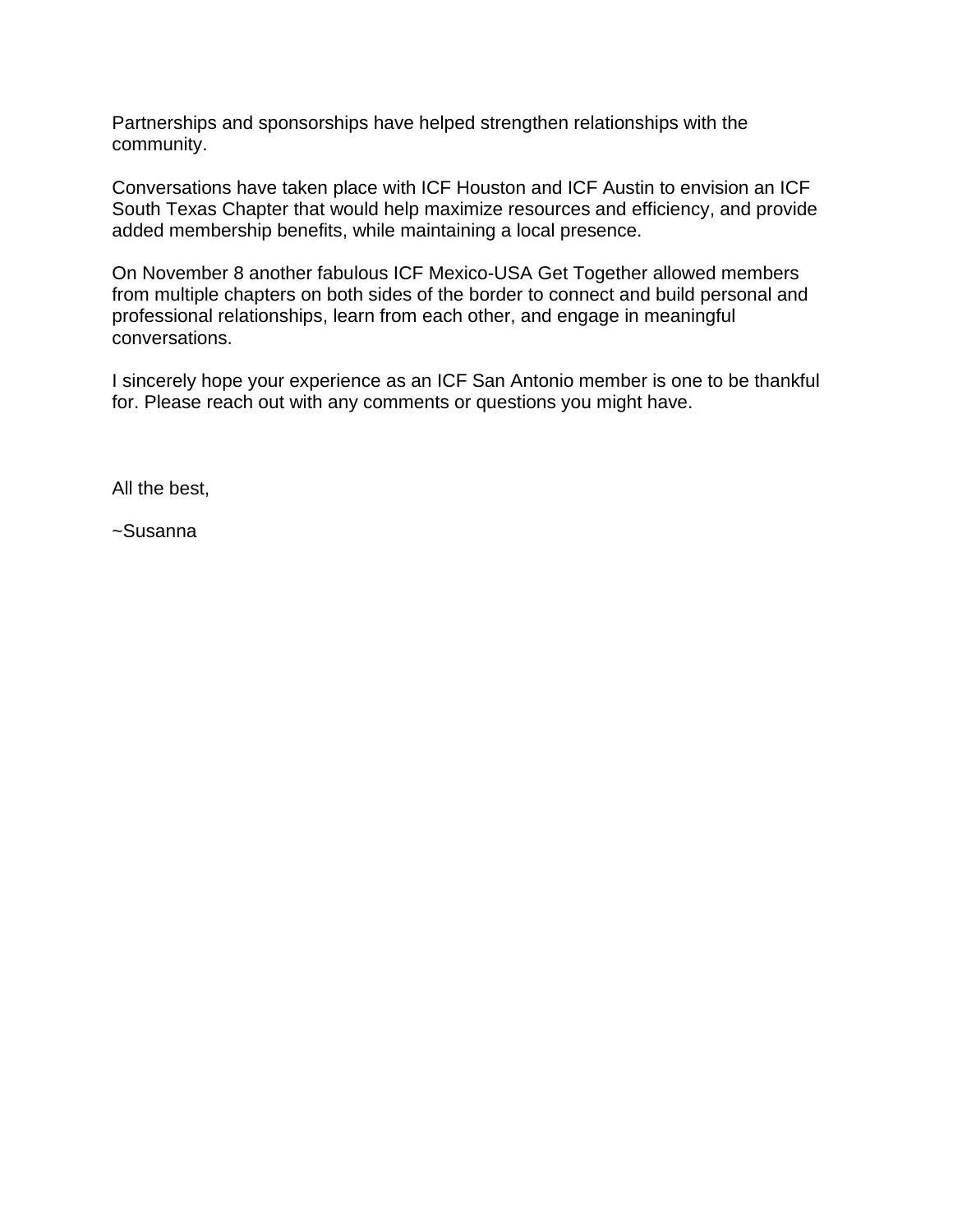Partnerships and sponsorships have helped strengthen relationships with the community.

Conversations have taken place with ICF Houston and ICF Austin to envision an ICF South Texas Chapter that would help maximize resources and efficiency, and provide added membership benefits, while maintaining a local presence.

On November 8 another fabulous ICF Mexico-USA Get Together allowed members from multiple chapters on both sides of the border to connect and build personal and professional relationships, learn from each other, and engage in meaningful conversations.

I sincerely hope your experience as an ICF San Antonio member is one to be thankful for. Please reach out with any comments or questions you might have.

All the best,

~Susanna